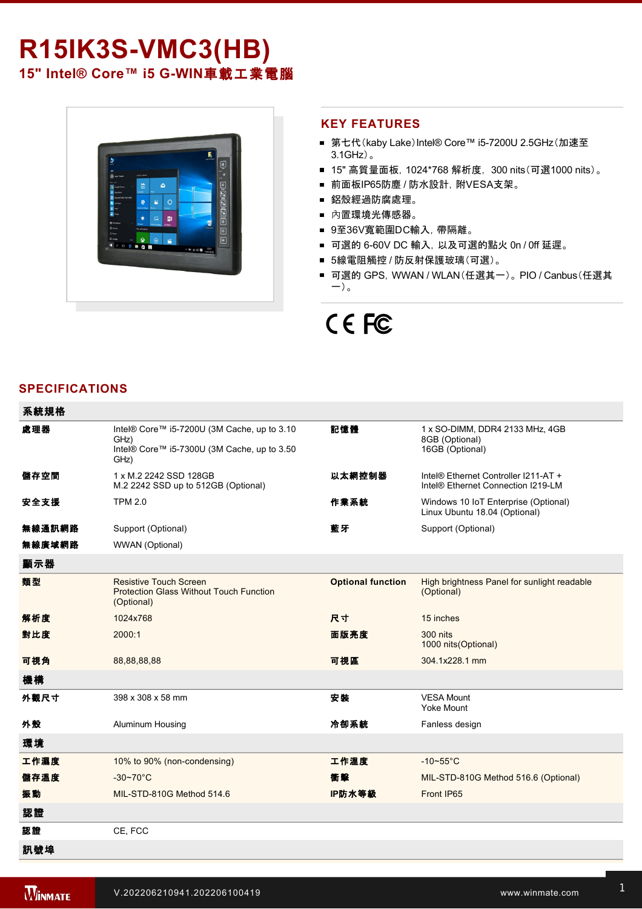# R15IK3S-VMC3(HB)

## 15" Intel® Core™ i5 G-WIN車載工業電腦

## KEY FEATURES

- 第七代(kaby Lake)Intel® Core™ i5-7200U 2.5GHz(加速至3.1GHz)。
- 15" 高質量面板, 1024*768 解析度, 300 nits(可選1000 nits)。
- 前面板IP65防塵 / 防水設計, 附VESA支架。
- 鋁殼經過防腐處理。
- 內置環境光傳感器。
- 9至36V寬範圍DC輸入, 帶隔離。
- 可選的 6-60V DC 輸入, 以及可選的點火 0n / 0ff 延遲。
- 5線電阻觸控 / 防反射保護玻璃(可選)。
- 可選的 GPS, WWAN / WLAN(任選其一)。PIO / Canbus(任選其一)。

## SPECIFICATIONS

| 系統規格 | | | |
|---|---|---|---|
| 處理器 | Intel® Core™ i5-7200U (3M Cache, up to 3.10 GHz)<br>Intel® Core™ i5-7300U (3M Cache, up to 3.50 GHz) | 記憶體 | 1 x SO-DIMM, DDR4 2133 MHz, 4GB<br>8GB (Optional)<br>16GB (Optional) |
| 儲存空間 | 1 x M.2 2242 SSD 128GB<br>M.2 2242 SSD up to 512GB (Optional) | 以太網控制器 | Intel® Ethernet Controller I211-AT +<br>Intel® Ethernet Connection I219-LM |
| 安全支援 | TPM 2.0 | 作業系統 | Windows 10 IoT Enterprise (Optional)<br>Linux Ubuntu 18.04 (Optional) |
| 無線通訊網路 | Support (Optional) | 藍牙 | Support (Optional) |
| 無線廣域網路 | WWAN (Optional) | | |
| **顯示器** | | | |
| 類型 | Resistive Touch Screen<br>Protection Glass Without Touch Function (Optional) | Optional function | High brightness Panel for sunlight readable (Optional) |
| 解析度 | 1024x768 | 尺寸 | 15 inches |
| 對比度 | 2000:1 | 面版亮度 | 300 nits<br>1000 nits(Optional) |
| 可視角 | 88,88,88,88 | 可視區 | 304.1x228.1 mm |
| **機構** | | | |
| 外觀尺寸 | 398 x 308 x 58 mm | 安裝 | VESA Mount<br>Yoke Mount |
| 外殼 | Aluminum Housing | 冷卻系統 | Fanless design |
| **環境** | | | |
| 工作濕度 | 10% to 90% (non-condensing) | 工作溫度 | -10~55°C |
| 儲存溫度 | -30~70°C | 衝擊 | MIL-STD-810G Method 516.6 (Optional) |
| 振動 | MIL-STD-810G Method 514.6 | IP防水等級 | Front IP65 |
| **認證** | | | |
| 認證 | CE, FCC | | |
| **訊號埠** | | | |

V.202206210941.202206100419

www.winmate.com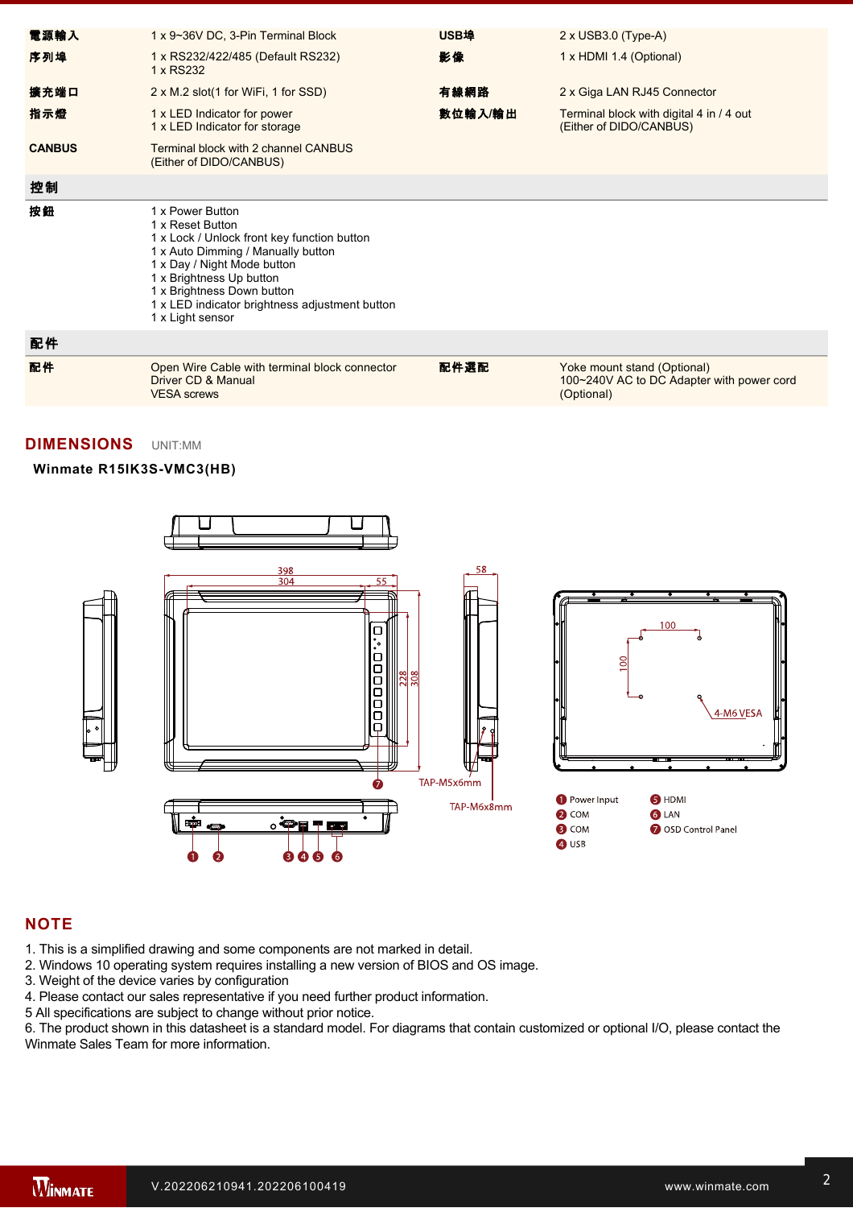| | | | |
|---|---|---|---|
| 電源輸入 | 1 x 9~36V DC, 3-Pin Terminal Block | USB埠 | 2 x USB3.0 (Type-A) |
| 序列埠 | 1 x RS232/422/485 (Default RS232)<br>1 x RS232 | 影像 | 1 x HDMI 1.4 (Optional) |
| 擴充端口 | 2 x M.2 slot(1 for WiFi, 1 for SSD) | 有線網路 | 2 x Giga LAN RJ45 Connector |
| 指示燈 | 1 x LED Indicator for power<br>1 x LED Indicator for storage | 數位輸入/輸出 | Terminal block with digital 4 in / 4 out<br>(Either of DIDO/CANBUS) |
| CANBUS | Terminal block with 2 channel CANBUS<br>(Either of DIDO/CANBUS) | | |

## 控制

| | |
|---|---|
| 按鈕 | 1 x Power Button<br>1 x Reset Button<br>1 x Lock / Unlock front key function button<br>1 x Auto Dimming / Manually button<br>1 x Day / Night Mode button<br>1 x Brightness Up button<br>1 x Brightness Down button<br>1 x LED indicator brightness adjustment button<br>1 x Light sensor |

## 配件

| | | | |
|---|---|---|---|
| 配件 | Open Wire Cable with terminal block connector<br>Driver CD & Manual<br>VESA screws | 配件選配 | Yoke mount stand (Optional)<br>100~240V AC to DC Adapter with power cord (Optional) |

## DIMENSIONS UNIT:MM

**Winmate R15IK3S-VMC3(HB)**

398
304
55
228
308
58
100
100
4-M6 VESA
TAP-M5x6mm
TAP-M6x8mm

1 Power Input
2 COM
3 COM
4 USB
5 HDMI
6 LAN
7 OSD Control Panel

## NOTE

1. This is a simplified drawing and some components are not marked in detail.
2. Windows 10 operating system requires installing a new version of BIOS and OS image.
3. Weight of the device varies by configuration
4. Please contact our sales representative if you need further product information.
5 All specifications are subject to change without prior notice.
6. The product shown in this datasheet is a standard model. For diagrams that contain customized or optional I/O, please contact the Winmate Sales Team for more information.